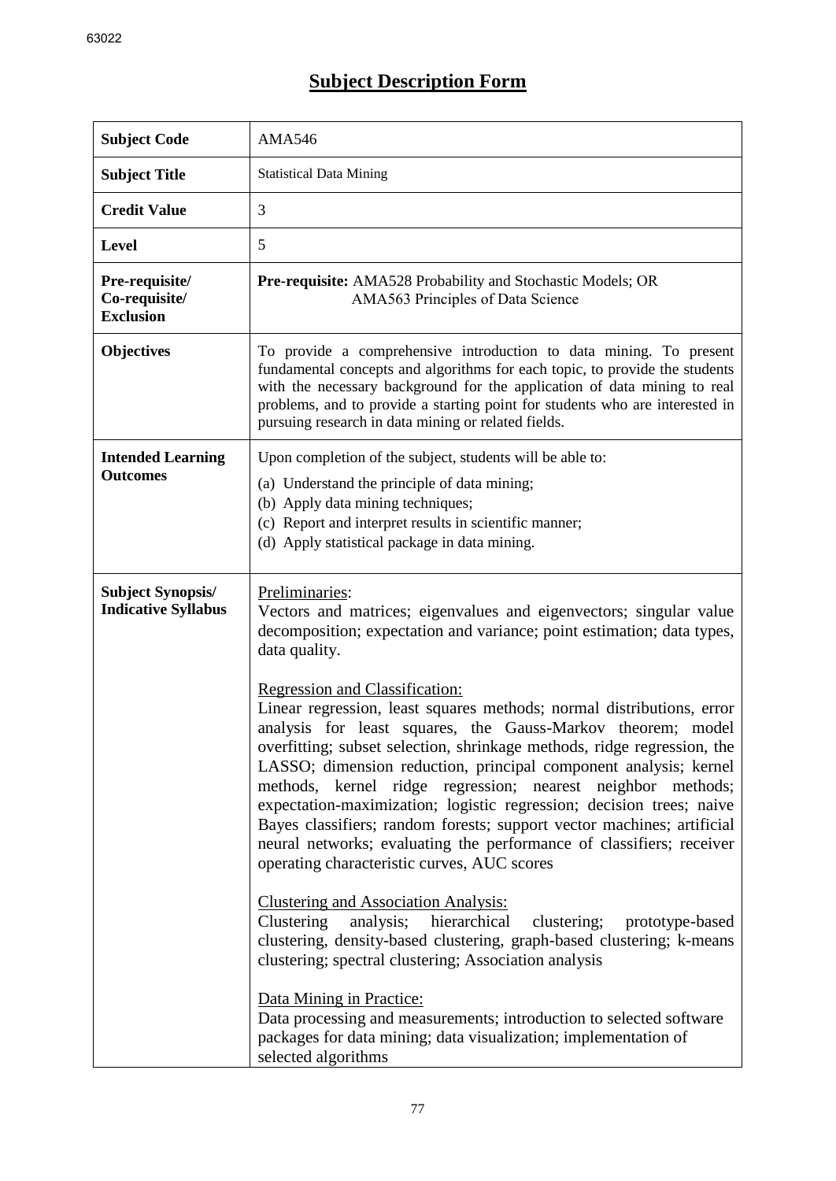# Subject Description Form

| | |
|---|---|
| **Subject Code** | AMA546 |
| **Subject Title** | Statistical Data Mining |
| **Credit Value** | 3 |
| **Level** | 5 |
| **Pre-requisite/ Co-requisite/ Exclusion** | **Pre-requisite:** AMA528 Probability and Stochastic Models; OR AMA563 Principles of Data Science |
| **Objectives** | To provide a comprehensive introduction to data mining. To present fundamental concepts and algorithms for each topic, to provide the students with the necessary background for the application of data mining to real problems, and to provide a starting point for students who are interested in pursuing research in data mining or related fields. |
| **Intended Learning Outcomes** | Upon completion of the subject, students will be able to:<br>(a) Understand the principle of data mining;<br>(b) Apply data mining techniques;<br>(c) Report and interpret results in scientific manner;<br>(d) Apply statistical package in data mining. |
| **Subject Synopsis/ Indicative Syllabus** | Preliminaries:<br>Vectors and matrices; eigenvalues and eigenvectors; singular value decomposition; expectation and variance; point estimation; data types, data quality.<br><br>Regression and Classification:<br>Linear regression, least squares methods; normal distributions, error analysis for least squares, the Gauss-Markov theorem; model overfitting; subset selection, shrinkage methods, ridge regression, the LASSO; dimension reduction, principal component analysis; kernel methods, kernel ridge regression; nearest neighbor methods; expectation-maximization; logistic regression; decision trees; naive Bayes classifiers; random forests; support vector machines; artificial neural networks; evaluating the performance of classifiers; receiver operating characteristic curves, AUC scores<br><br>Clustering and Association Analysis:<br>Clustering analysis; hierarchical clustering; prototype-based clustering, density-based clustering, graph-based clustering; k-means clustering; spectral clustering; Association analysis<br><br>Data Mining in Practice:<br>Data processing and measurements; introduction to selected software packages for data mining; data visualization; implementation of selected algorithms |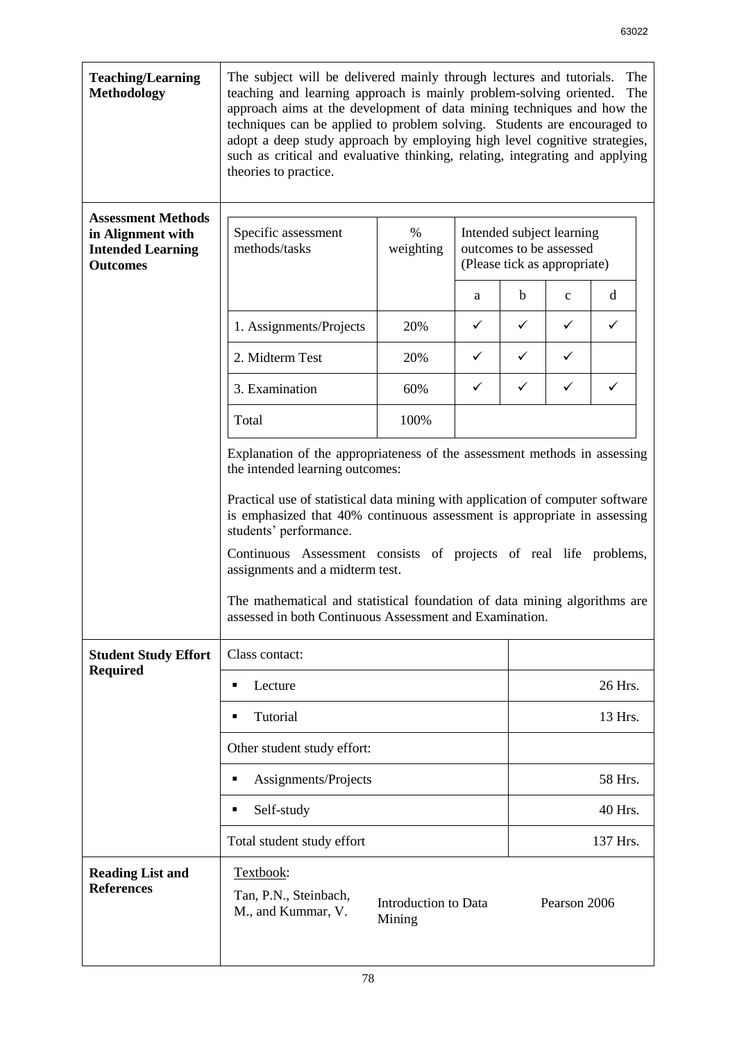| **Teaching/Learning Methodology** | The subject will be delivered mainly through lectures and tutorials. The teaching and learning approach is mainly problem-solving oriented. The approach aims at the development of data mining techniques and how the techniques can be applied to problem solving. Students are encouraged to adopt a deep study approach by employing high level cognitive strategies, such as critical and evaluative thinking, relating, integrating and applying theories to practice. |
|---|---|

**Assessment Methods in Alignment with Intended Learning Outcomes**

| Specific assessment methods/tasks | % weighting | Intended subject learning outcomes to be assessed (Please tick as appropriate) | | | |
|---|---|---|---|---|---|
| | | a | b | c | d |
| 1. Assignments/Projects | 20% | ✓ | ✓ | ✓ | ✓ |
| 2. Midterm Test | 20% | ✓ | ✓ | ✓ | |
| 3. Examination | 60% | ✓ | ✓ | ✓ | ✓ |
| Total | 100% | | | | |

Explanation of the appropriateness of the assessment methods in assessing the intended learning outcomes:

Practical use of statistical data mining with application of computer software is emphasized that 40% continuous assessment is appropriate in assessing students' performance.

Continuous Assessment consists of projects of real life problems, assignments and a midterm test.

The mathematical and statistical foundation of data mining algorithms are assessed in both Continuous Assessment and Examination.

**Student Study Effort Required**

| Class contact: | |
|---|---|
| ▪ Lecture | 26 Hrs. |
| ▪ Tutorial | 13 Hrs. |
| Other student study effort: | |
| ▪ Assignments/Projects | 58 Hrs. |
| ▪ Self-study | 40 Hrs. |
| Total student study effort | 137 Hrs. |

**Reading List and References**

Textbook:

| Tan, P.N., Steinbach, M., and Kummar, V. | Introduction to Data Mining | Pearson 2006 |
|---|---|---|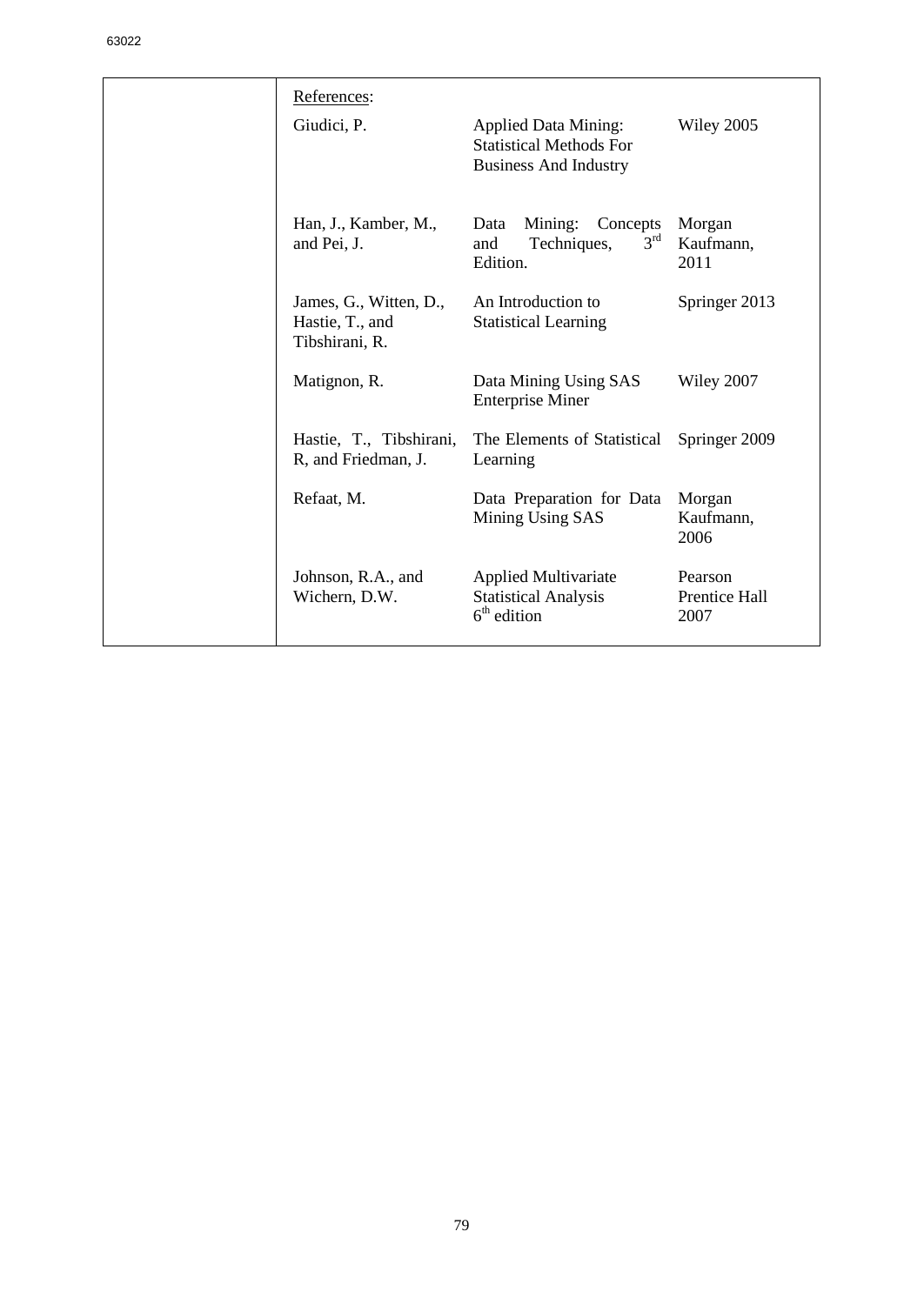References:

| | | |
|---|---|---|
| Giudici, P. | Applied Data Mining: Statistical Methods For Business And Industry | Wiley 2005 |
| Han, J., Kamber, M., and Pei, J. | Data Mining: Concepts and Techniques, 3rd Edition. | Morgan Kaufmann, 2011 |
| James, G., Witten, D., Hastie, T., and Tibshirani, R. | An Introduction to Statistical Learning | Springer 2013 |
| Matignon, R. | Data Mining Using SAS Enterprise Miner | Wiley 2007 |
| Hastie, T., Tibshirani, R, and Friedman, J. | The Elements of Statistical Learning | Springer 2009 |
| Refaat, M. | Data Preparation for Data Mining Using SAS | Morgan Kaufmann, 2006 |
| Johnson, R.A., and Wichern, D.W. | Applied Multivariate Statistical Analysis 6th edition | Pearson Prentice Hall 2007 |